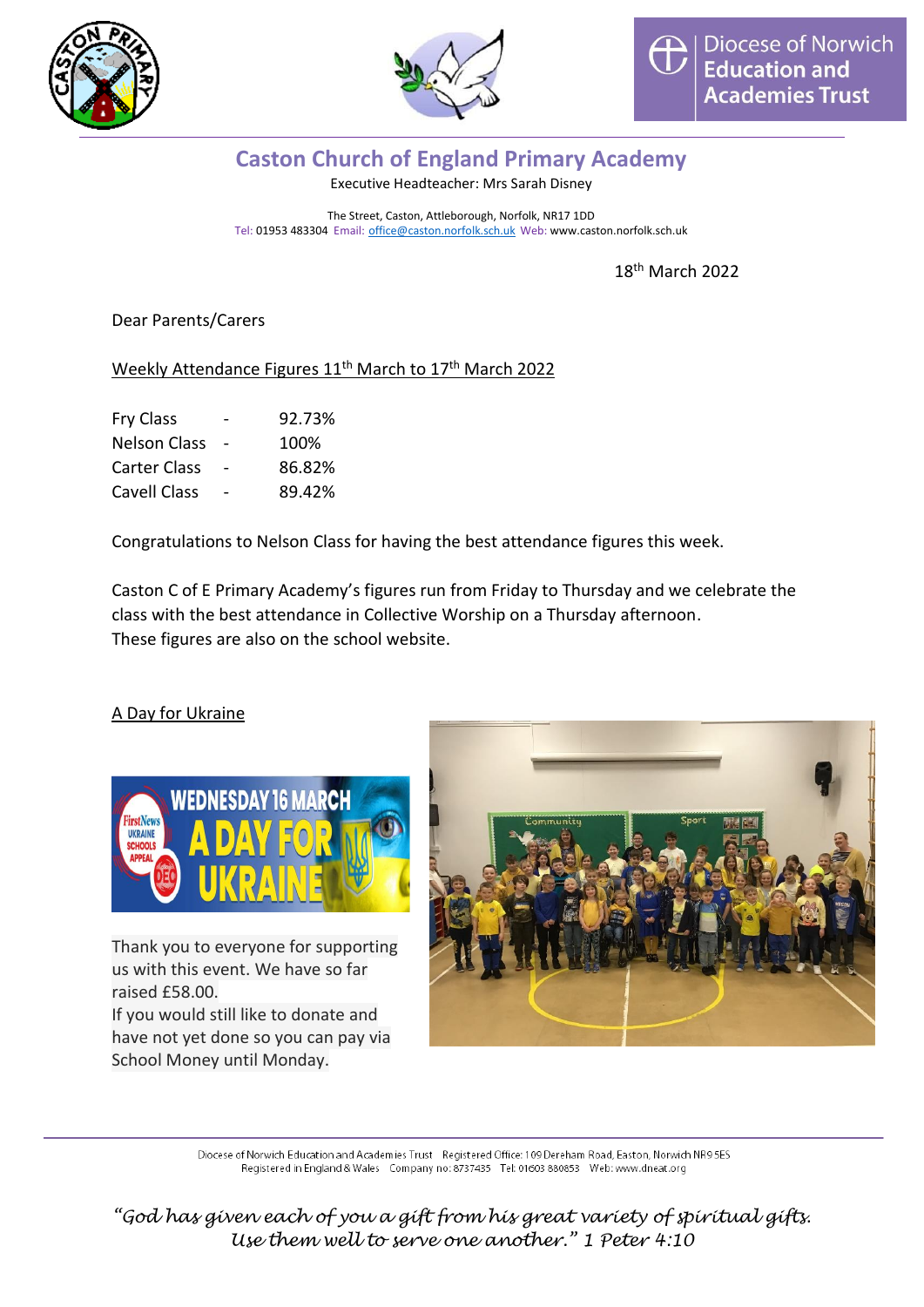# Caston Church of England Primary Academy

Executive Headteacher: Mrs Sarah Disney

The Street, Caston, Attleborough, Norfolk, NR17 1DD
Tel: 01953 483304 Email: office@caston.norfolk.sch.uk Web: www.caston.norfolk.sch.uk

18th March 2022

Dear Parents/Carers

## Weekly Attendance Figures 11th March to 17th March 2022

| Class | | Attendance |
|---|---|---|
| Fry Class | - | 92.73% |
| Nelson Class | - | 100% |
| Carter Class | - | 86.82% |
| Cavell Class | - | 89.42% |

Congratulations to Nelson Class for having the best attendance figures this week.

Caston C of E Primary Academy's figures run from Friday to Thursday and we celebrate the class with the best attendance in Collective Worship on a Thursday afternoon.
These figures are also on the school website.

## A Day for Ukraine

WEDNESDAY 16 MARCH — A DAY FOR UKRAINE

Thank you to everyone for supporting us with this event. We have so far raised £58.00.
If you would still like to donate and have not yet done so you can pay via School Money until Monday.

Diocese of Norwich Education and Academies Trust Registered Office: 109 Dereham Road, Easton, Norwich NR9 5ES
Registered in England & Wales Company no: 8737435 Tel: 01603 880853 Web: www.dneat.org

*"God has given each of you a gift from his great variety of spiritual gifts. Use them well to serve one another." 1 Peter 4:10*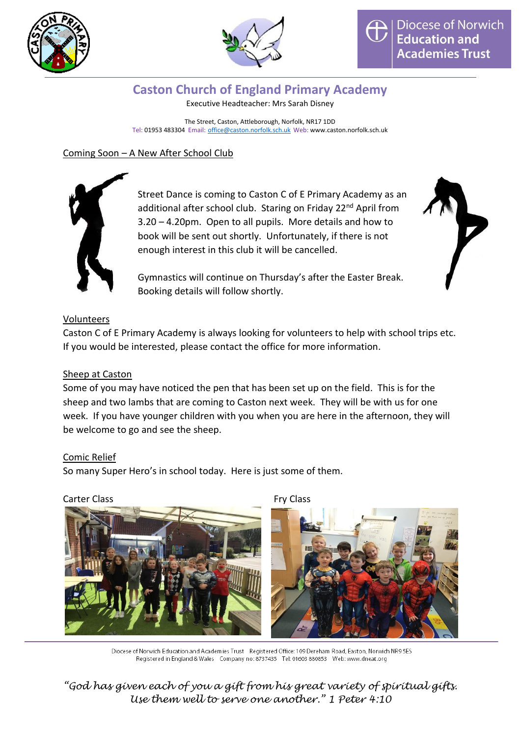**Caston Church of England Primary Academy**

Executive Headteacher: Mrs Sarah Disney

The Street, Caston, Attleborough, Norfolk, NR17 1DD
Tel: 01953 483304 Email: office@caston.norfolk.sch.uk Web: www.caston.norfolk.sch.uk

## Coming Soon – A New After School Club

Street Dance is coming to Caston C of E Primary Academy as an additional after school club. Staring on Friday 22nd April from 3.20 – 4.20pm. Open to all pupils. More details and how to book will be sent out shortly. Unfortunately, if there is not enough interest in this club it will be cancelled.

Gymnastics will continue on Thursday's after the Easter Break. Booking details will follow shortly.

## Volunteers

Caston C of E Primary Academy is always looking for volunteers to help with school trips etc. If you would be interested, please contact the office for more information.

## Sheep at Caston

Some of you may have noticed the pen that has been set up on the field. This is for the sheep and two lambs that are coming to Caston next week. They will be with us for one week. If you have younger children with you when you are here in the afternoon, they will be welcome to go and see the sheep.

## Comic Relief

So many Super Hero's in school today. Here is just some of them.

Carter Class

Fry Class

Diocese of Norwich Education and Academies Trust Registered Office: 109 Dereham Road, Easton, Norwich NR9 5ES
Registered in England & Wales Company no: 8737435 Tel: 01603 880853 Web: www.dneat.org

*"God has given each of you a gift from his great variety of spiritual gifts. Use them well to serve one another." 1 Peter 4:10*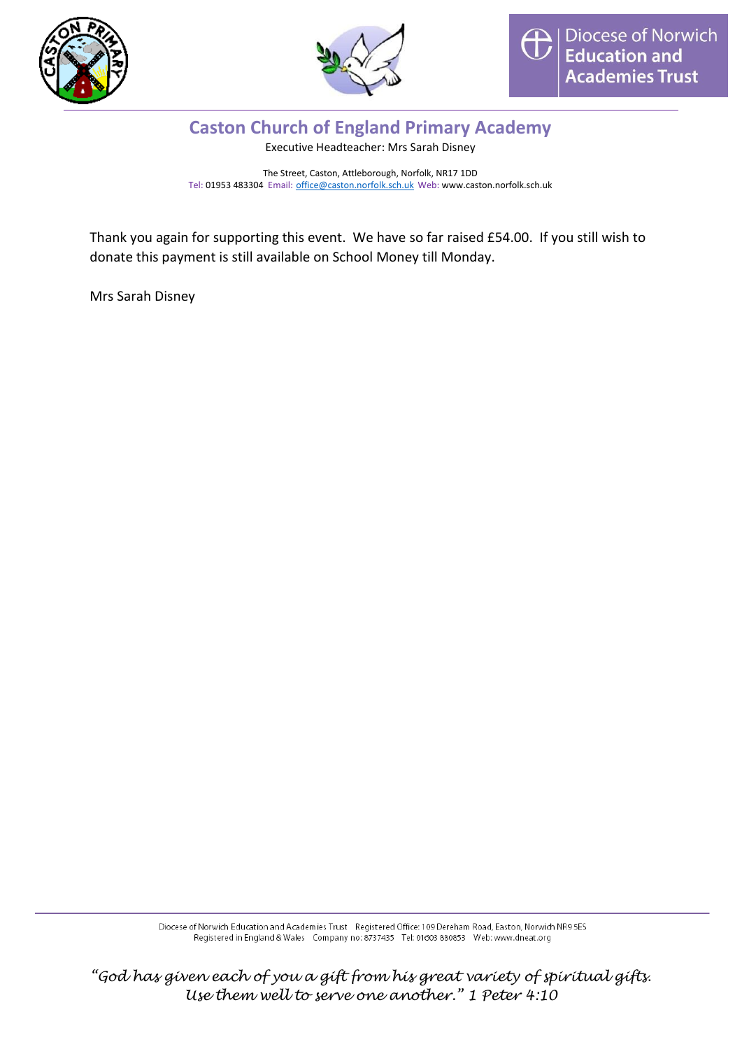# Caston Church of England Primary Academy

Executive Headteacher: Mrs Sarah Disney

The Street, Caston, Attleborough, Norfolk, NR17 1DD
Tel: 01953 483304 Email: office@caston.norfolk.sch.uk Web: www.caston.norfolk.sch.uk

Thank you again for supporting this event. We have so far raised £54.00. If you still wish to donate this payment is still available on School Money till Monday.

Mrs Sarah Disney

Diocese of Norwich Education and Academies Trust Registered Office: 109 Dereham Road, Easton, Norwich NR9 5ES
Registered in England & Wales Company no: 8737435 Tel: 01603 880853 Web: www.dneat.org

*"God has given each of you a gift from his great variety of spiritual gifts. Use them well to serve one another." 1 Peter 4:10*